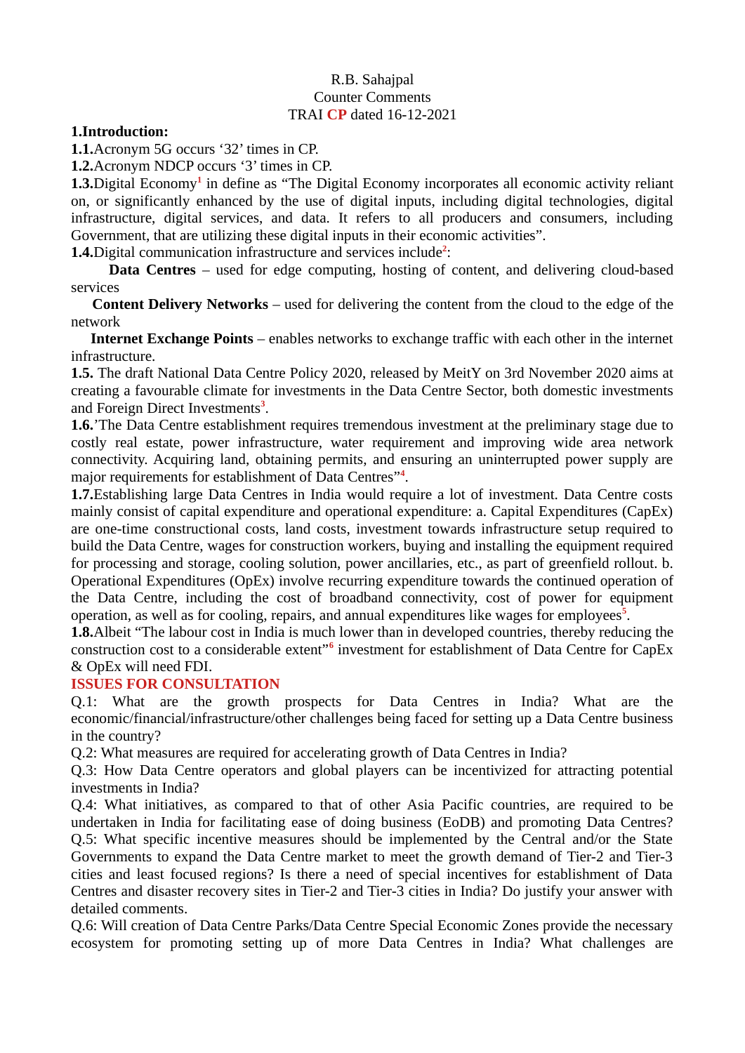R.B. Sahajpal
Counter Comments
TRAI **CP** dated 16-12-2021

**1.Introduction:**

**1.1.**Acronym 5G occurs '32' times in CP.

**1.2.**Acronym NDCP occurs '3' times in CP.

**1.3.**Digital Economy[1] in define as "The Digital Economy incorporates all economic activity reliant on, or significantly enhanced by the use of digital inputs, including digital technologies, digital infrastructure, digital services, and data. It refers to all producers and consumers, including Government, that are utilizing these digital inputs in their economic activities".

**1.4.**Digital communication infrastructure and services include[2]:

**Data Centres** – used for edge computing, hosting of content, and delivering cloud-based services

**Content Delivery Networks** – used for delivering the content from the cloud to the edge of the network

**Internet Exchange Points** – enables networks to exchange traffic with each other in the internet infrastructure.

**1.5.** The draft National Data Centre Policy 2020, released by MeitY on 3rd November 2020 aims at creating a favourable climate for investments in the Data Centre Sector, both domestic investments and Foreign Direct Investments[3].

**1.6.**'The Data Centre establishment requires tremendous investment at the preliminary stage due to costly real estate, power infrastructure, water requirement and improving wide area network connectivity. Acquiring land, obtaining permits, and ensuring an uninterrupted power supply are major requirements for establishment of Data Centres"[4].

**1.7.**Establishing large Data Centres in India would require a lot of investment. Data Centre costs mainly consist of capital expenditure and operational expenditure: a. Capital Expenditures (CapEx) are one-time constructional costs, land costs, investment towards infrastructure setup required to build the Data Centre, wages for construction workers, buying and installing the equipment required for processing and storage, cooling solution, power ancillaries, etc., as part of greenfield rollout. b. Operational Expenditures (OpEx) involve recurring expenditure towards the continued operation of the Data Centre, including the cost of broadband connectivity, cost of power for equipment operation, as well as for cooling, repairs, and annual expenditures like wages for employees[5].

**1.8.**Albeit "The labour cost in India is much lower than in developed countries, thereby reducing the construction cost to a considerable extent"[6] investment for establishment of Data Centre for CapEx & OpEx will need FDI.

## ISSUES FOR CONSULTATION

Q.1: What are the growth prospects for Data Centres in India? What are the economic/financial/infrastructure/other challenges being faced for setting up a Data Centre business in the country?

Q.2: What measures are required for accelerating growth of Data Centres in India?

Q.3: How Data Centre operators and global players can be incentivized for attracting potential investments in India?

Q.4: What initiatives, as compared to that of other Asia Pacific countries, are required to be undertaken in India for facilitating ease of doing business (EoDB) and promoting Data Centres?

Q.5: What specific incentive measures should be implemented by the Central and/or the State Governments to expand the Data Centre market to meet the growth demand of Tier-2 and Tier-3 cities and least focused regions? Is there a need of special incentives for establishment of Data Centres and disaster recovery sites in Tier-2 and Tier-3 cities in India? Do justify your answer with detailed comments.

Q.6: Will creation of Data Centre Parks/Data Centre Special Economic Zones provide the necessary ecosystem for promoting setting up of more Data Centres in India? What challenges are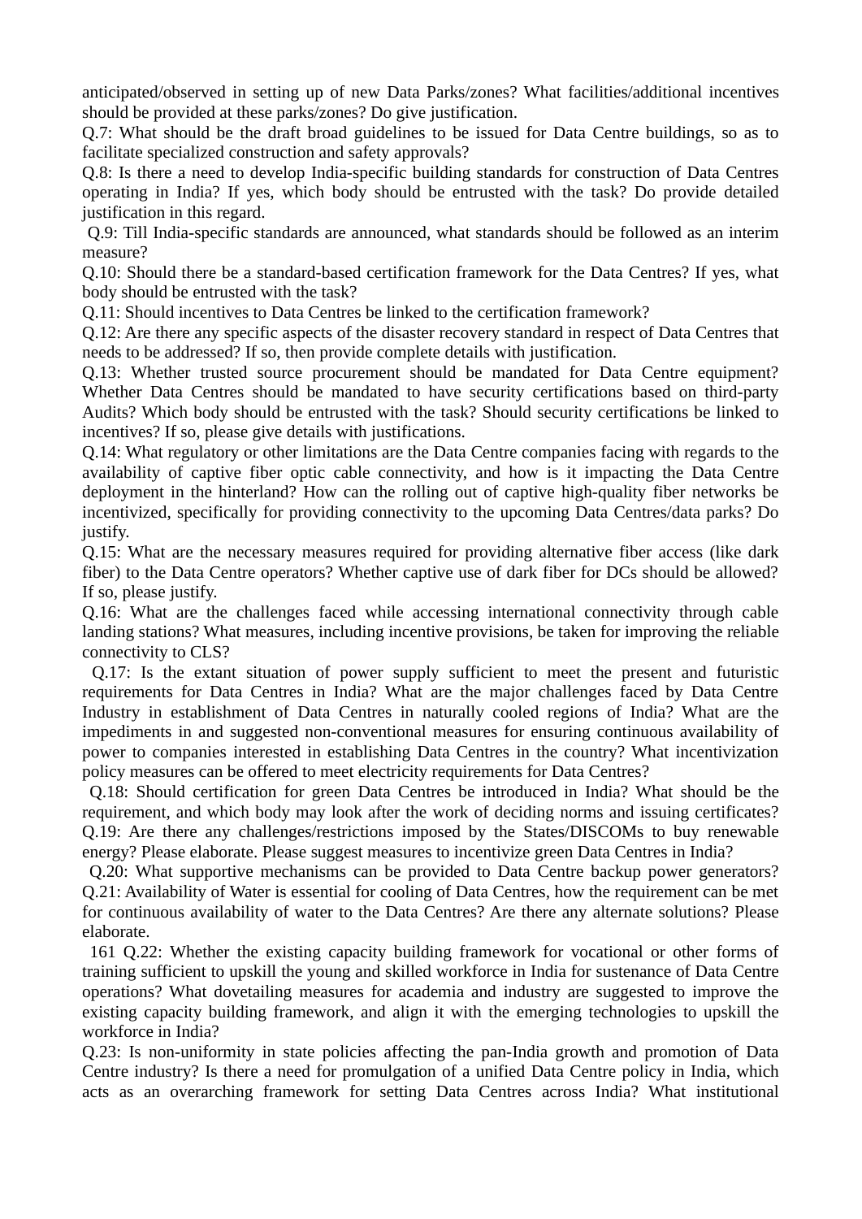anticipated/observed in setting up of new Data Parks/zones? What facilities/additional incentives should be provided at these parks/zones? Do give justification.

Q.7: What should be the draft broad guidelines to be issued for Data Centre buildings, so as to facilitate specialized construction and safety approvals?

Q.8: Is there a need to develop India-specific building standards for construction of Data Centres operating in India? If yes, which body should be entrusted with the task? Do provide detailed justification in this regard.

Q.9: Till India-specific standards are announced, what standards should be followed as an interim measure?

Q.10: Should there be a standard-based certification framework for the Data Centres? If yes, what body should be entrusted with the task?

Q.11: Should incentives to Data Centres be linked to the certification framework?

Q.12: Are there any specific aspects of the disaster recovery standard in respect of Data Centres that needs to be addressed? If so, then provide complete details with justification.

Q.13: Whether trusted source procurement should be mandated for Data Centre equipment? Whether Data Centres should be mandated to have security certifications based on third-party Audits? Which body should be entrusted with the task? Should security certifications be linked to incentives? If so, please give details with justifications.

Q.14: What regulatory or other limitations are the Data Centre companies facing with regards to the availability of captive fiber optic cable connectivity, and how is it impacting the Data Centre deployment in the hinterland? How can the rolling out of captive high-quality fiber networks be incentivized, specifically for providing connectivity to the upcoming Data Centres/data parks? Do justify.

Q.15: What are the necessary measures required for providing alternative fiber access (like dark fiber) to the Data Centre operators? Whether captive use of dark fiber for DCs should be allowed? If so, please justify.

Q.16: What are the challenges faced while accessing international connectivity through cable landing stations? What measures, including incentive provisions, be taken for improving the reliable connectivity to CLS?

Q.17: Is the extant situation of power supply sufficient to meet the present and futuristic requirements for Data Centres in India? What are the major challenges faced by Data Centre Industry in establishment of Data Centres in naturally cooled regions of India? What are the impediments in and suggested non-conventional measures for ensuring continuous availability of power to companies interested in establishing Data Centres in the country? What incentivization policy measures can be offered to meet electricity requirements for Data Centres?

Q.18: Should certification for green Data Centres be introduced in India? What should be the requirement, and which body may look after the work of deciding norms and issuing certificates?

Q.19: Are there any challenges/restrictions imposed by the States/DISCOMs to buy renewable energy? Please elaborate. Please suggest measures to incentivize green Data Centres in India?

Q.20: What supportive mechanisms can be provided to Data Centre backup power generators?

Q.21: Availability of Water is essential for cooling of Data Centres, how the requirement can be met for continuous availability of water to the Data Centres? Are there any alternate solutions? Please elaborate.

161 Q.22: Whether the existing capacity building framework for vocational or other forms of training sufficient to upskill the young and skilled workforce in India for sustenance of Data Centre operations? What dovetailing measures for academia and industry are suggested to improve the existing capacity building framework, and align it with the emerging technologies to upskill the workforce in India?

Q.23: Is non-uniformity in state policies affecting the pan-India growth and promotion of Data Centre industry? Is there a need for promulgation of a unified Data Centre policy in India, which acts as an overarching framework for setting Data Centres across India? What institutional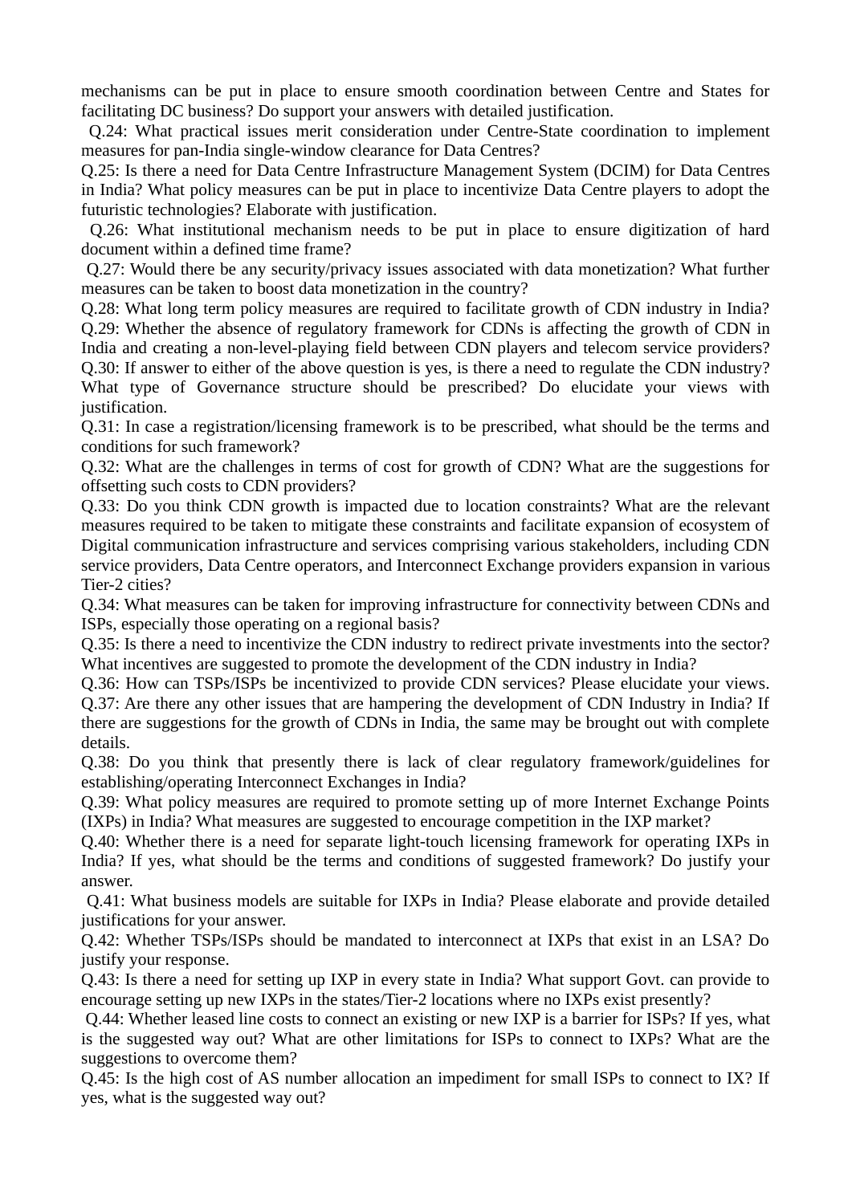mechanisms can be put in place to ensure smooth coordination between Centre and States for facilitating DC business? Do support your answers with detailed justification.

Q.24: What practical issues merit consideration under Centre-State coordination to implement measures for pan-India single-window clearance for Data Centres?

Q.25: Is there a need for Data Centre Infrastructure Management System (DCIM) for Data Centres in India? What policy measures can be put in place to incentivize Data Centre players to adopt the futuristic technologies? Elaborate with justification.

Q.26: What institutional mechanism needs to be put in place to ensure digitization of hard document within a defined time frame?

Q.27: Would there be any security/privacy issues associated with data monetization? What further measures can be taken to boost data monetization in the country?

Q.28: What long term policy measures are required to facilitate growth of CDN industry in India?

Q.29: Whether the absence of regulatory framework for CDNs is affecting the growth of CDN in India and creating a non-level-playing field between CDN players and telecom service providers?

Q.30: If answer to either of the above question is yes, is there a need to regulate the CDN industry? What type of Governance structure should be prescribed? Do elucidate your views with justification.

Q.31: In case a registration/licensing framework is to be prescribed, what should be the terms and conditions for such framework?

Q.32: What are the challenges in terms of cost for growth of CDN? What are the suggestions for offsetting such costs to CDN providers?

Q.33: Do you think CDN growth is impacted due to location constraints? What are the relevant measures required to be taken to mitigate these constraints and facilitate expansion of ecosystem of Digital communication infrastructure and services comprising various stakeholders, including CDN service providers, Data Centre operators, and Interconnect Exchange providers expansion in various Tier-2 cities?

Q.34: What measures can be taken for improving infrastructure for connectivity between CDNs and ISPs, especially those operating on a regional basis?

Q.35: Is there a need to incentivize the CDN industry to redirect private investments into the sector? What incentives are suggested to promote the development of the CDN industry in India?

Q.36: How can TSPs/ISPs be incentivized to provide CDN services? Please elucidate your views.

Q.37: Are there any other issues that are hampering the development of CDN Industry in India? If there are suggestions for the growth of CDNs in India, the same may be brought out with complete details.

Q.38: Do you think that presently there is lack of clear regulatory framework/guidelines for establishing/operating Interconnect Exchanges in India?

Q.39: What policy measures are required to promote setting up of more Internet Exchange Points (IXPs) in India? What measures are suggested to encourage competition in the IXP market?

Q.40: Whether there is a need for separate light-touch licensing framework for operating IXPs in India? If yes, what should be the terms and conditions of suggested framework? Do justify your answer.

Q.41: What business models are suitable for IXPs in India? Please elaborate and provide detailed justifications for your answer.

Q.42: Whether TSPs/ISPs should be mandated to interconnect at IXPs that exist in an LSA? Do justify your response.

Q.43: Is there a need for setting up IXP in every state in India? What support Govt. can provide to encourage setting up new IXPs in the states/Tier-2 locations where no IXPs exist presently?

Q.44: Whether leased line costs to connect an existing or new IXP is a barrier for ISPs? If yes, what is the suggested way out? What are other limitations for ISPs to connect to IXPs? What are the suggestions to overcome them?

Q.45: Is the high cost of AS number allocation an impediment for small ISPs to connect to IX? If yes, what is the suggested way out?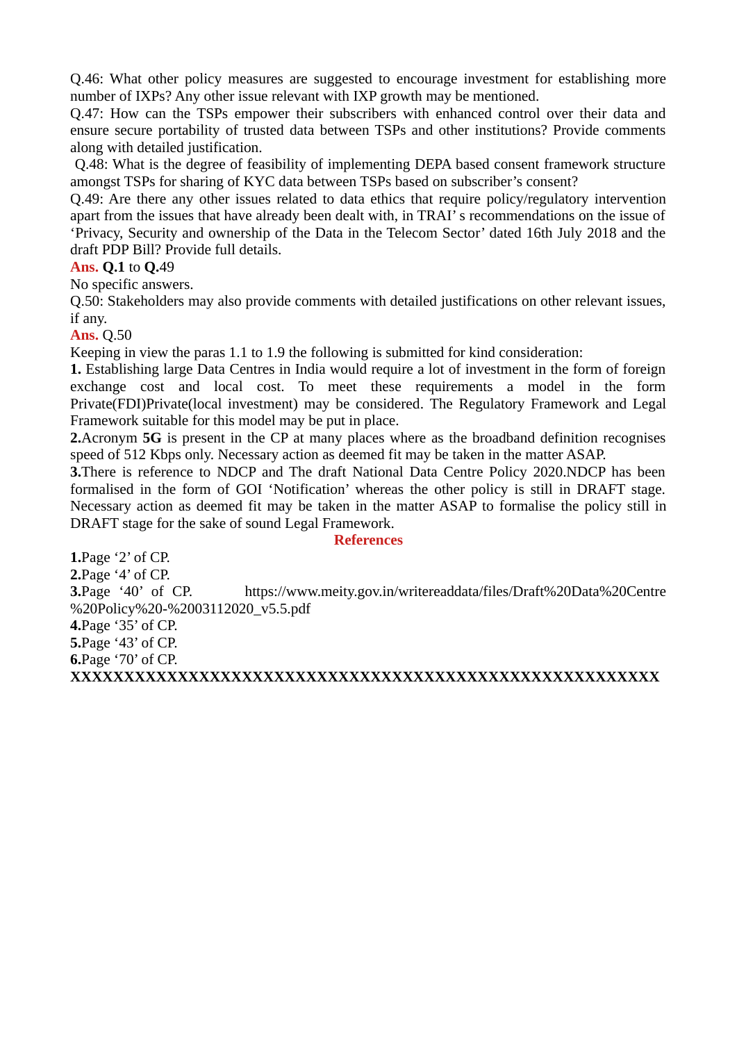Q.46: What other policy measures are suggested to encourage investment for establishing more number of IXPs? Any other issue relevant with IXP growth may be mentioned.

Q.47: How can the TSPs empower their subscribers with enhanced control over their data and ensure secure portability of trusted data between TSPs and other institutions? Provide comments along with detailed justification.

Q.48: What is the degree of feasibility of implementing DEPA based consent framework structure amongst TSPs for sharing of KYC data between TSPs based on subscriber's consent?

Q.49: Are there any other issues related to data ethics that require policy/regulatory intervention apart from the issues that have already been dealt with, in TRAI' s recommendations on the issue of 'Privacy, Security and ownership of the Data in the Telecom Sector' dated 16th July 2018 and the draft PDP Bill? Provide full details.

**Ans. Q.1** to **Q.**49

No specific answers.

Q.50: Stakeholders may also provide comments with detailed justifications on other relevant issues, if any.

**Ans.** Q.50

Keeping in view the paras 1.1 to 1.9 the following is submitted for kind consideration:

**1.** Establishing large Data Centres in India would require a lot of investment in the form of foreign exchange cost and local cost. To meet these requirements a model in the form Private(FDI)Private(local investment) may be considered. The Regulatory Framework and Legal Framework suitable for this model may be put in place.

**2.**Acronym **5G** is present in the CP at many places where as the broadband definition recognises speed of 512 Kbps only. Necessary action as deemed fit may be taken in the matter ASAP.

**3.**There is reference to NDCP and The draft National Data Centre Policy 2020.NDCP has been formalised in the form of GOI 'Notification' whereas the other policy is still in DRAFT stage. Necessary action as deemed fit may be taken in the matter ASAP to formalise the policy still in DRAFT stage for the sake of sound Legal Framework.

## References

**1.**Page '2' of CP.
**2.**Page '4' of CP.
**3.**Page '40' of CP. https://www.meity.gov.in/writereaddata/files/Draft%20Data%20Centre%20Policy%20-%2003112020_v5.5.pdf
**4.**Page '35' of CP.
**5.**Page '43' of CP.
**6.**Page '70' of CP.

**XXXXXXXXXXXXXXXXXXXXXXXXXXXXXXXXXXXXXXXXXXXXXXXXXXXXX**